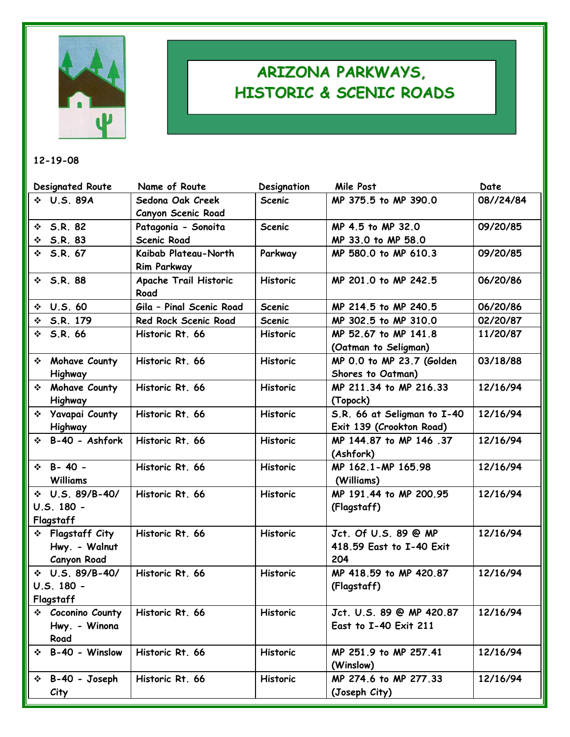# ARIZONA PARKWAYS, HISTORIC & SCENIC ROADS

12-19-08

| Designated Route | Name of Route | Designation | Mile Post | Date |
|---|---|---|---|---|
| ❖ U.S. 89A | Sedona Oak Creek Canyon Scenic Road | Scenic | MP 375.5 to MP 390.0 | 08//24/84 |
| ❖ S.R. 82<br>❖ S.R. 83 | Patagonia - Sonoita Scenic Road | Scenic | MP 4.5 to MP 32.0<br>MP 33.0 to MP 58.0 | 09/20/85 |
| ❖ S.R. 67 | Kaibab Plateau-North Rim Parkway | Parkway | MP 580.0 to MP 610.3 | 09/20/85 |
| ❖ S.R. 88 | Apache Trail Historic Road | Historic | MP 201.0 to MP 242.5 | 06/20/86 |
| ❖ U.S. 60 | Gila – Pinal Scenic Road | Scenic | MP 214.5 to MP 240.5 | 06/20/86 |
| ❖ S.R. 179 | Red Rock Scenic Road | Scenic | MP 302.5 to MP 310.0 | 02/20/87 |
| ❖ S.R. 66 | Historic Rt. 66 | Historic | MP 52.67 to MP 141.8 (Oatman to Seligman) | 11/20/87 |
| ❖ Mohave County Highway | Historic Rt. 66 | Historic | MP 0.0 to MP 23.7 (Golden Shores to Oatman) | 03/18/88 |
| ❖ Mohave County Highway | Historic Rt. 66 | Historic | MP 211.34 to MP 216.33 (Topock) | 12/16/94 |
| ❖ Yavapai County Highway | Historic Rt. 66 | Historic | S.R. 66 at Seligman to I-40 Exit 139 (Crookton Road) | 12/16/94 |
| ❖ B-40 - Ashfork | Historic Rt. 66 | Historic | MP 144.87 to MP 146 .37 (Ashfork) | 12/16/94 |
| ❖ B- 40 - Williams | Historic Rt. 66 | Historic | MP 162.1-MP 165.98 (Williams) | 12/16/94 |
| ❖ U.S. 89/B-40/ U.S. 180 - Flagstaff | Historic Rt. 66 | Historic | MP 191.44 to MP 200.95 (Flagstaff) | 12/16/94 |
| ❖ Flagstaff City Hwy. - Walnut Canyon Road | Historic Rt. 66 | Historic | Jct. Of U.S. 89 @ MP 418.59 East to I-40 Exit 204 | 12/16/94 |
| ❖ U.S. 89/B-40/ U.S. 180 - Flagstaff | Historic Rt. 66 | Historic | MP 418.59 to MP 420.87 (Flagstaff) | 12/16/94 |
| ❖ Coconino County Hwy. - Winona Road | Historic Rt. 66 | Historic | Jct. U.S. 89 @ MP 420.87 East to I-40 Exit 211 | 12/16/94 |
| ❖ B-40 - Winslow | Historic Rt. 66 | Historic | MP 251.9 to MP 257.41 (Winslow) | 12/16/94 |
| ❖ B-40 - Joseph City | Historic Rt. 66 | Historic | MP 274.6 to MP 277.33 (Joseph City) | 12/16/94 |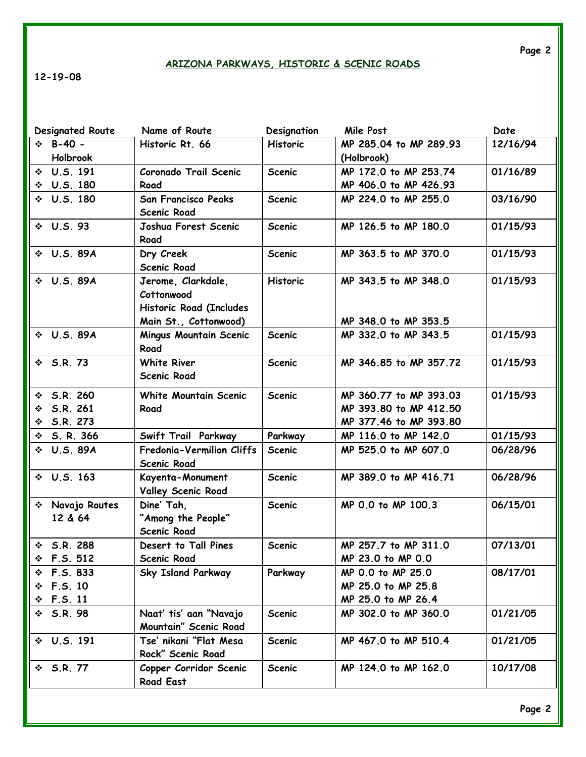## ARIZONA PARKWAYS, HISTORIC & SCENIC ROADS

12-19-08

| Designated Route | Name of Route | Designation | Mile Post | Date |
|---|---|---|---|---|
| ❖ B-40 - Holbrook | Historic Rt. 66 | Historic | MP 285.04 to MP 289.93 (Holbrook) | 12/16/94 |
| ❖ U.S. 191<br>❖ U.S. 180 | Coronado Trail Scenic Road | Scenic | MP 172.0 to MP 253.74<br>MP 406.0 to MP 426.93 | 01/16/89 |
| ❖ U.S. 180 | San Francisco Peaks Scenic Road | Scenic | MP 224.0 to MP 255.0 | 03/16/90 |
| ❖ U.S. 93 | Joshua Forest Scenic Road | Scenic | MP 126.5 to MP 180.0 | 01/15/93 |
| ❖ U.S. 89A | Dry Creek Scenic Road | Scenic | MP 363.5 to MP 370.0 | 01/15/93 |
| ❖ U.S. 89A | Jerome, Clarkdale, Cottonwood Historic Road (Includes Main St., Cottonwood) | Historic | MP 343.5 to MP 348.0<br>MP 348.0 to MP 353.5 | 01/15/93 |
| ❖ U.S. 89A | Mingus Mountain Scenic Road | Scenic | MP 332.0 to MP 343.5 | 01/15/93 |
| ❖ S.R. 73 | White River Scenic Road | Scenic | MP 346.85 to MP 357.72 | 01/15/93 |
| ❖ S.R. 260<br>❖ S.R. 261<br>❖ S.R. 273 | White Mountain Scenic Road | Scenic | MP 360.77 to MP 393.03<br>MP 393.80 to MP 412.50<br>MP 377.46 to MP 393.80 | 01/15/93 |
| ❖ S. R. 366 | Swift Trail Parkway | Parkway | MP 116.0 to MP 142.0 | 01/15/93 |
| ❖ U.S. 89A | Fredonia-Vermilion Cliffs Scenic Road | Scenic | MP 525.0 to MP 607.0 | 06/28/96 |
| ❖ U.S. 163 | Kayenta-Monument Valley Scenic Road | Scenic | MP 389.0 to MP 416.71 | 06/28/96 |
| ❖ Navajo Routes 12 & 64 | Dine' Tah, "Among the People" Scenic Road | Scenic | MP 0.0 to MP 100.3 | 06/15/01 |
| ❖ S.R. 288<br>❖ F.S. 512 | Desert to Tall Pines Scenic Road | Scenic | MP 257.7 to MP 311.0<br>MP 23.0 to MP 0.0 | 07/13/01 |
| ❖ F.S. 833<br>❖ F.S. 10<br>❖ F.S. 11 | Sky Island Parkway | Parkway | MP 0.0 to MP 25.0<br>MP 25.0 to MP 25.8<br>MP 25.0 to MP 26.4 | 08/17/01 |
| ❖ S.R. 98 | Naat' tis' aan "Navajo Mountain" Scenic Road | Scenic | MP 302.0 to MP 360.0 | 01/21/05 |
| ❖ U.S. 191 | Tse' nikani "Flat Mesa Rock" Scenic Road | Scenic | MP 467.0 to MP 510.4 | 01/21/05 |
| ❖ S.R. 77 | Copper Corridor Scenic Road East | Scenic | MP 124.0 to MP 162.0 | 10/17/08 |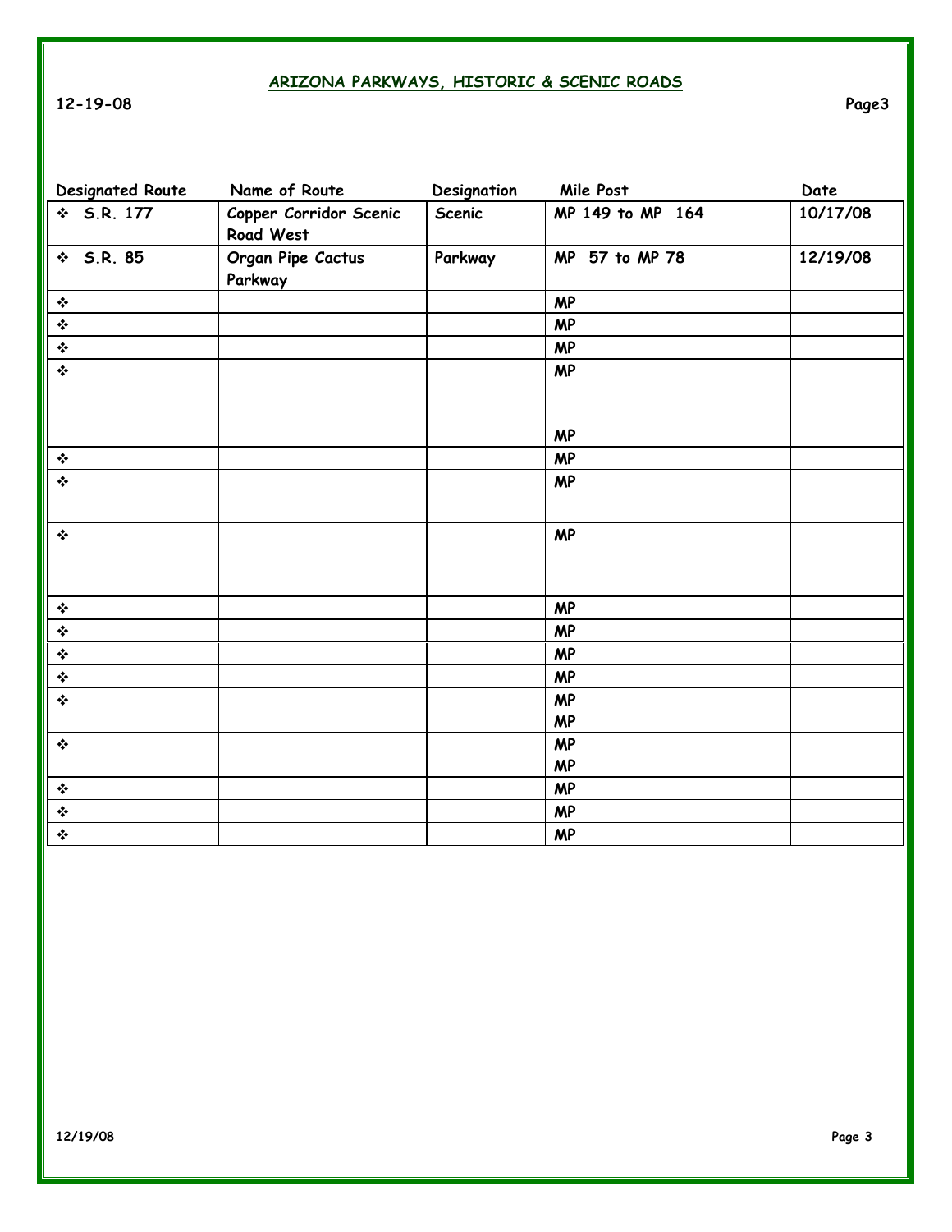## ARIZONA PARKWAYS, HISTORIC & SCENIC ROADS

12-19-08

| Designated Route | Name of Route | Designation | Mile Post | Date |
|---|---|---|---|---|
| ❖ S.R. 177 | Copper Corridor Scenic Road West | Scenic | MP 149 to MP 164 | 10/17/08 |
| ❖ S.R. 85 | Organ Pipe Cactus Parkway | Parkway | MP 57 to MP 78 | 12/19/08 |
| ❖ | | | MP | |
| ❖ | | | MP | |
| ❖ | | | MP | |
| ❖ | | | MP<br>MP | |
| ❖ | | | MP | |
| ❖ | | | MP | |
| ❖ | | | MP | |
| ❖ | | | MP | |
| ❖ | | | MP | |
| ❖ | | | MP | |
| ❖ | | | MP | |
| ❖ | | | MP<br>MP | |
| ❖ | | | MP<br>MP | |
| ❖ | | | MP | |
| ❖ | | | MP | |
| ❖ | | | MP | |